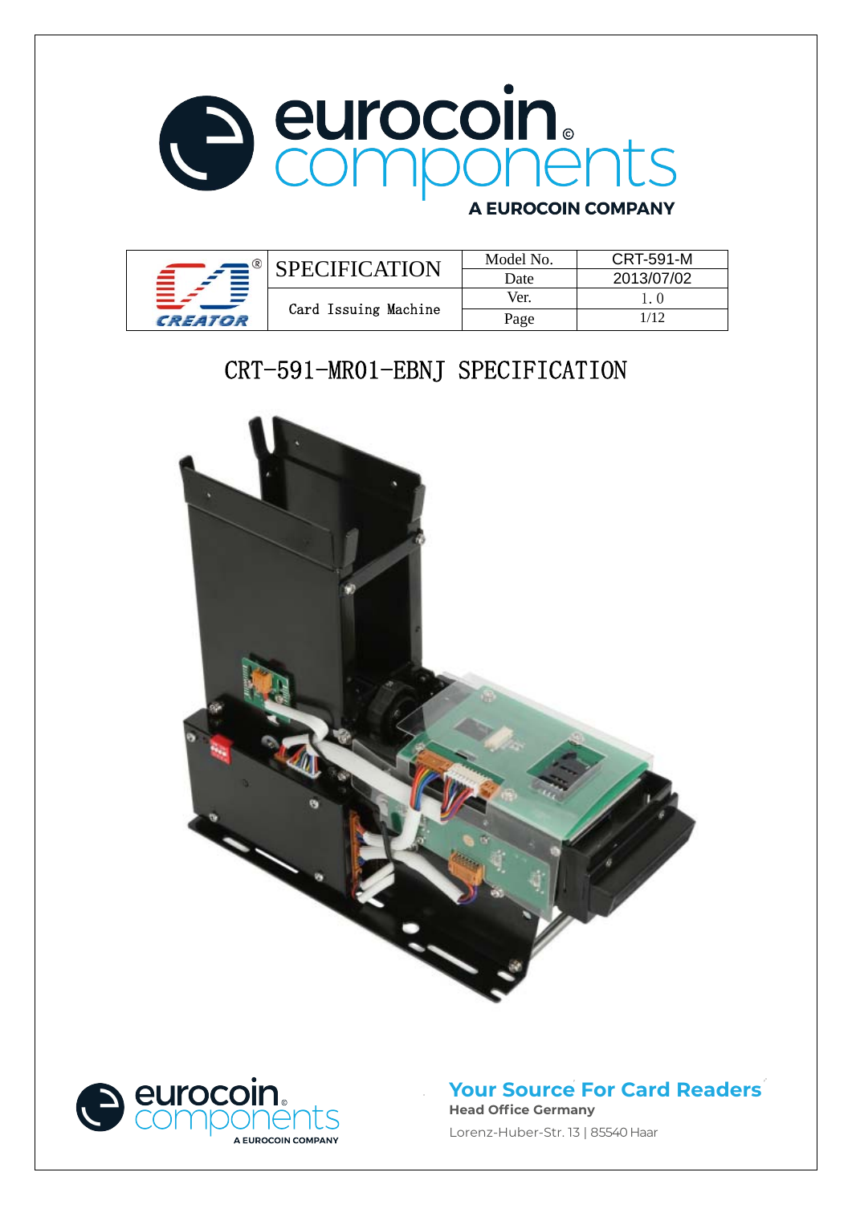# eurocoin components

A EUROCOIN COMPANY

| CREATOR | SPECIFICATION | Model No. | CRT-591-M |
|---|---|---|---|
| | | Date | 2013/07/02 |
| | Card Issuing Machine | Ver. | 1.0 |
| | | Page | 1/12 |

# CRT-591-MR01-EBNJ SPECIFICATION

eurocoin components
A EUROCOIN COMPANY

**Your Source For Card Readers**

**Head Office Germany**

Lorenz-Huber-Str. 13 | 85540 Haar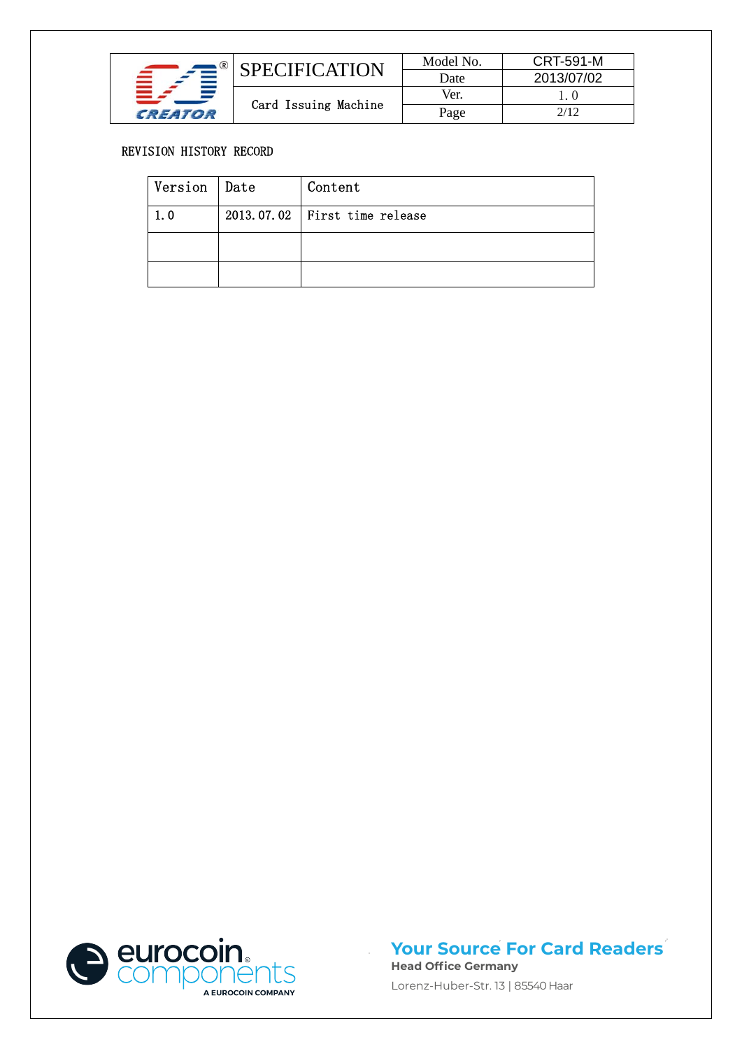REVISION HISTORY RECORD

| Version | Date | Content |
|---|---|---|
| 1.0 | 2013.07.02 | First time release |
| | | |
| | | |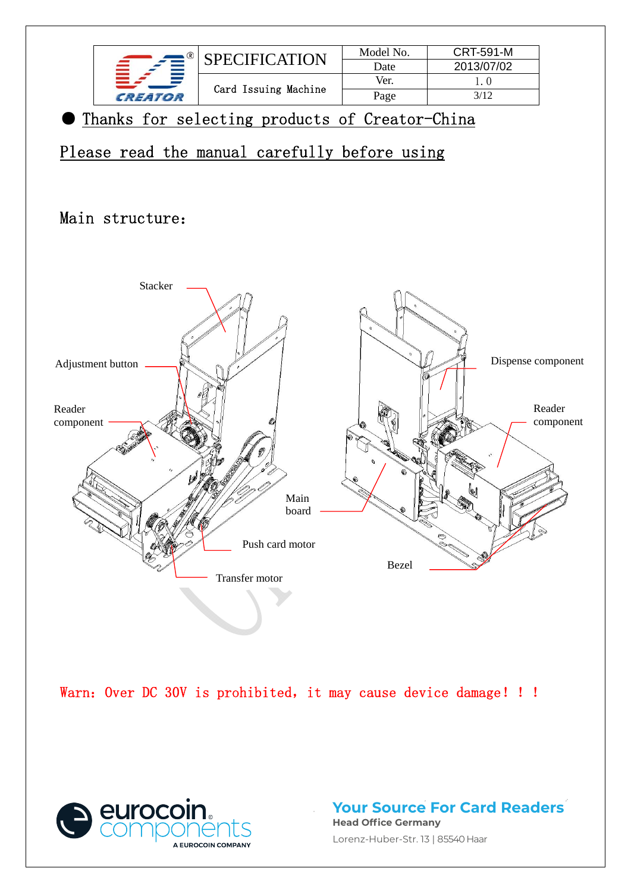| | SPECIFICATION | Model No. | CRT-591-M |
|---|---|---|---|
| | | Date | 2013/07/02 |
| | Card Issuing Machine | Ver. | 1.0 |
| | | Page | 3/12 |

● Thanks for selecting products of Creator-China

Please read the manual carefully before using

Main structure:

Stacker

Adjustment button

Reader component

Dispense component

Reader component

Main board

Push card motor

Transfer motor

Bezel

Warn: Over DC 30V is prohibited, it may cause device damage! ! !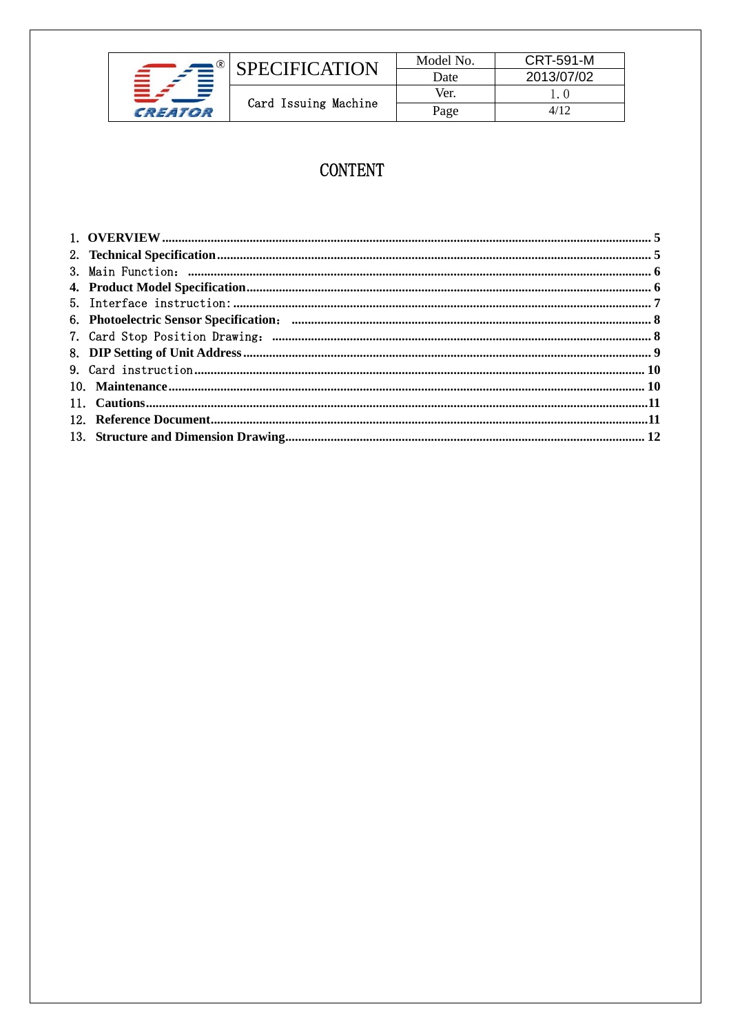# CONTENT

1. **OVERVIEW** ........................................ 5
2. **Technical Specification** ........................................ 5
3. Main Function： ........................................ 6
4. **Product Model Specification** ........................................ 6
5. Interface instruction: ........................................ 7
6. **Photoelectric Sensor Specification：** ........................................ 8
7. Card Stop Position Drawing： ........................................ 8
8. **DIP Setting of Unit Address** ........................................ 9
9. Card instruction ........................................ 10
10. **Maintenance** ........................................ 10
11. **Cautions** ........................................ 11
12. **Reference Document** ........................................ 11
13. **Structure and Dimension Drawing** ........................................ 12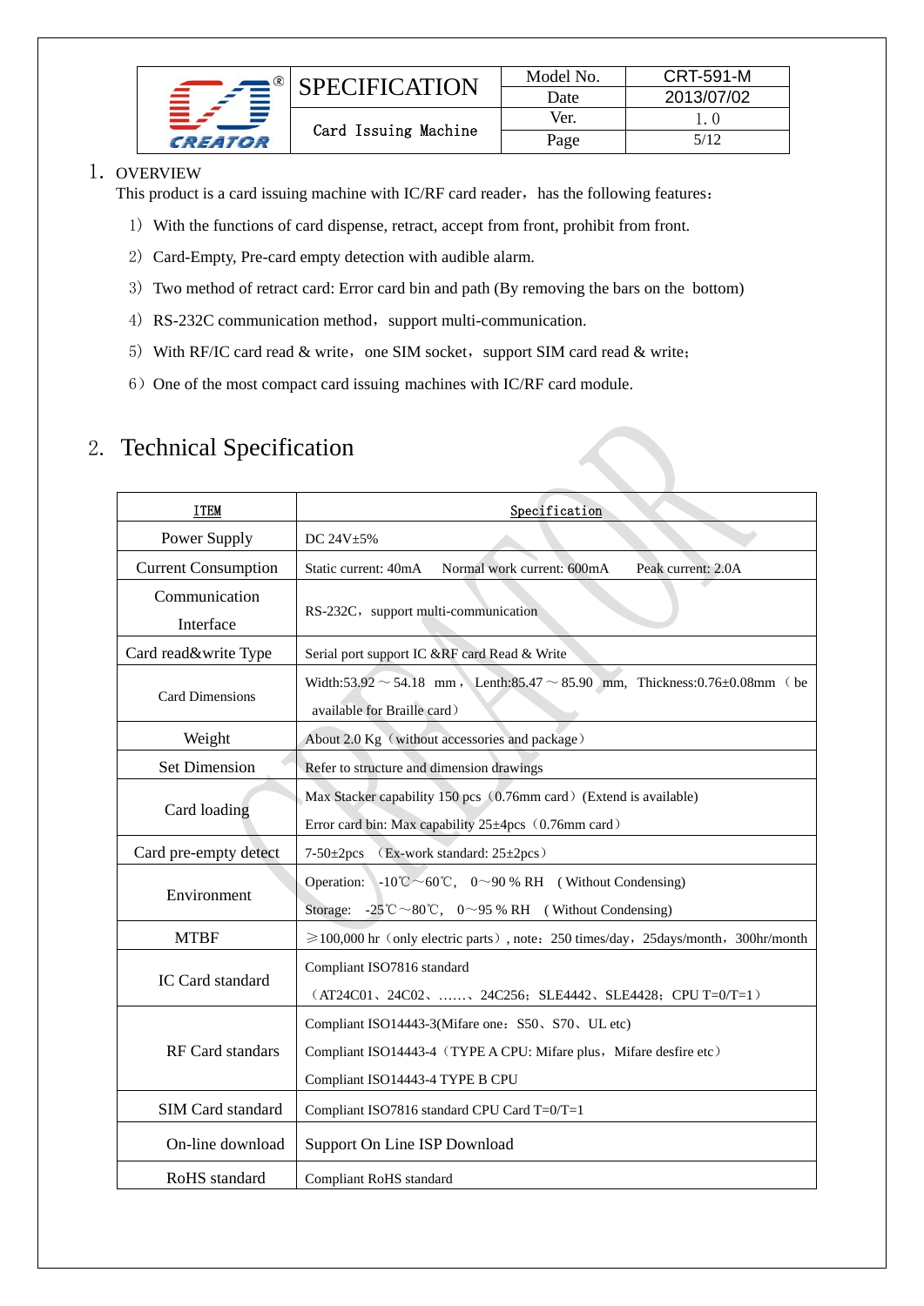## 1. OVERVIEW

This product is a card issuing machine with IC/RF card reader，has the following features：

1）With the functions of card dispense, retract, accept from front, prohibit from front.

2）Card-Empty, Pre-card empty detection with audible alarm.

3）Two method of retract card: Error card bin and path (By removing the bars on the bottom)

4）RS-232C communication method，support multi-communication.

5）With RF/IC card read & write，one SIM socket，support SIM card read & write；

6）One of the most compact card issuing machines with IC/RF card module.

## 2. Technical Specification

| ITEM | Specification |
|---|---|
| Power Supply | DC 24V±5% |
| Current Consumption | Static current: 40mA　Normal work current: 600mA　Peak current: 2.0A |
| Communication Interface | RS-232C，support multi-communication |
| Card read&write Type | Serial port support IC &RF card Read & Write |
| Card Dimensions | Width:53.92～54.18 mm，Lenth:85.47～85.90 mm, Thickness:0.76±0.08mm（be available for Braille card） |
| Weight | About 2.0 Kg（without accessories and package） |
| Set Dimension | Refer to structure and dimension drawings |
| Card loading | Max Stacker capability 150 pcs（0.76mm card）(Extend is available)<br>Error card bin: Max capability 25±4pcs（0.76mm card） |
| Card pre-empty detect | 7-50±2pcs （Ex-work standard: 25±2pcs） |
| Environment | Operation: -10℃～60℃, 0～90 % RH (Without Condensing)<br>Storage: -25℃～80℃, 0～95 % RH (Without Condensing) |
| MTBF | ≥100,000 hr（only electric parts）, note：250 times/day，25days/month，300hr/month |
| IC Card standard | Compliant ISO7816 standard<br>（AT24C01、24C02、……、24C256；SLE4442、SLE4428；CPU T=0/T=1） |
| RF Card standars | Compliant ISO14443-3(Mifare one：S50、S70、UL etc)<br>Compliant ISO14443-4（TYPE A CPU: Mifare plus，Mifare desfire etc）<br>Compliant ISO14443-4 TYPE B CPU |
| SIM Card standard | Compliant ISO7816 standard CPU Card T=0/T=1 |
| On-line download | Support On Line ISP Download |
| RoHS standard | Compliant RoHS standard |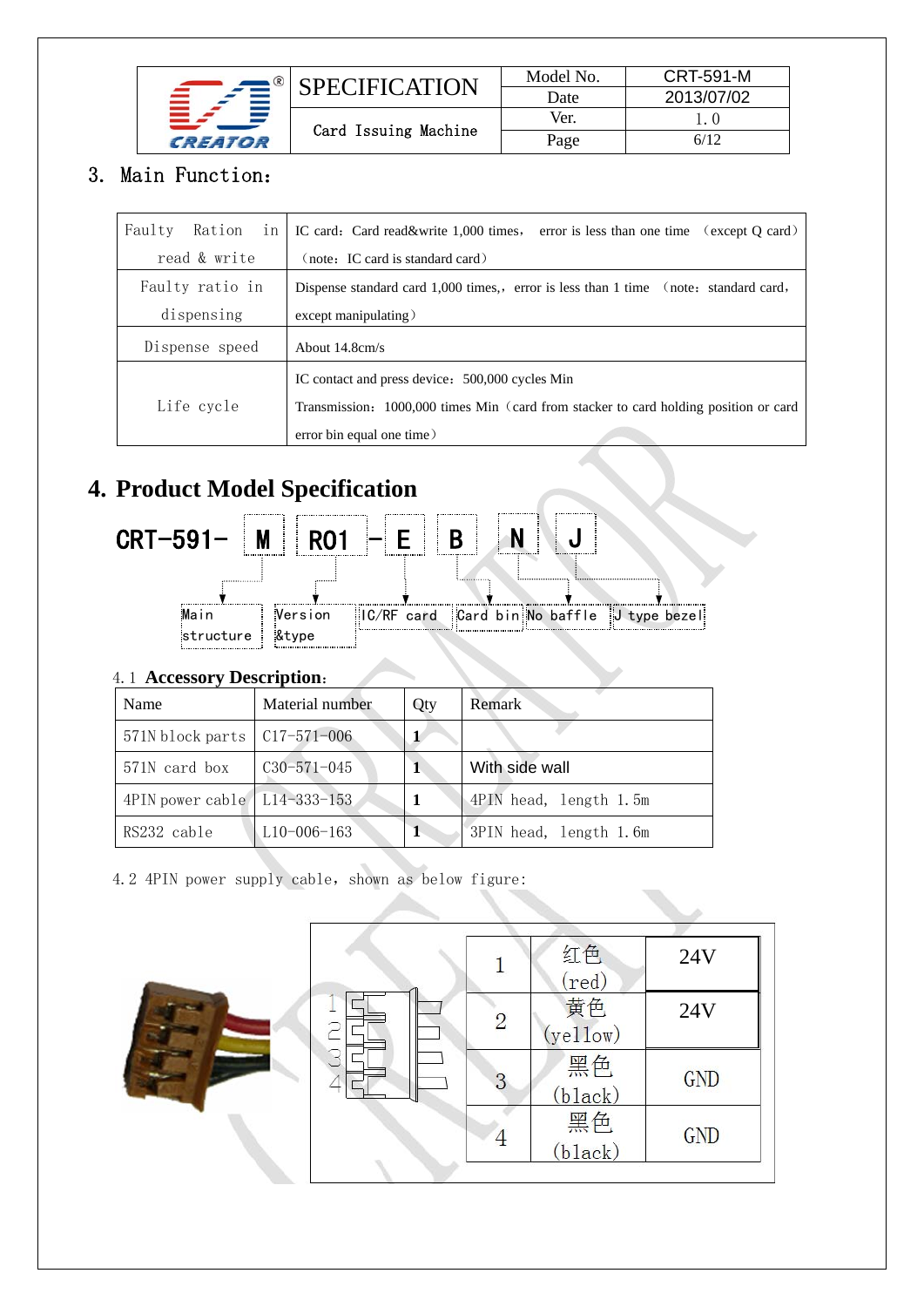## 3. Main Function:

| Faulty Ration in read & write | IC card: Card read&write 1,000 times, error is less than one time (except Q card) (note: IC card is standard card) |
|---|---|
| Faulty ratio in dispensing | Dispense standard card 1,000 times,, error is less than 1 time (note: standard card, except manipulating) |
| Dispense speed | About 14.8cm/s |
| Life cycle | IC contact and press device: 500,000 cycles Min<br>Transmission: 1000,000 times Min (card from stacker to card holding position or card error bin equal one time) |

## 4. Product Model Specification

CRT-591- M R01 - E B N J

- M: Main structure
- R01: Version &type
- E: IC/RF card
- B: Card bin
- N: No baffle
- J: J type bezel

4.1 **Accessory Description:**

| Name | Material number | Qty | Remark |
|---|---|---|---|
| 571N block parts | C17-571-006 | 1 | |
| 571N card box | C30-571-045 | 1 | With side wall |
| 4PIN power cable | L14-333-153 | 1 | 4PIN head, length 1.5m |
| RS232 cable | L10-006-163 | 1 | 3PIN head, length 1.6m |

4.2 4PIN power supply cable, shown as below figure:

| 1 | 红色 (red) | 24V |
|---|---|---|
| 2 | 黄色 (yellow) | 24V |
| 3 | 黑色 (black) | GND |
| 4 | 黑色 (black) | GND |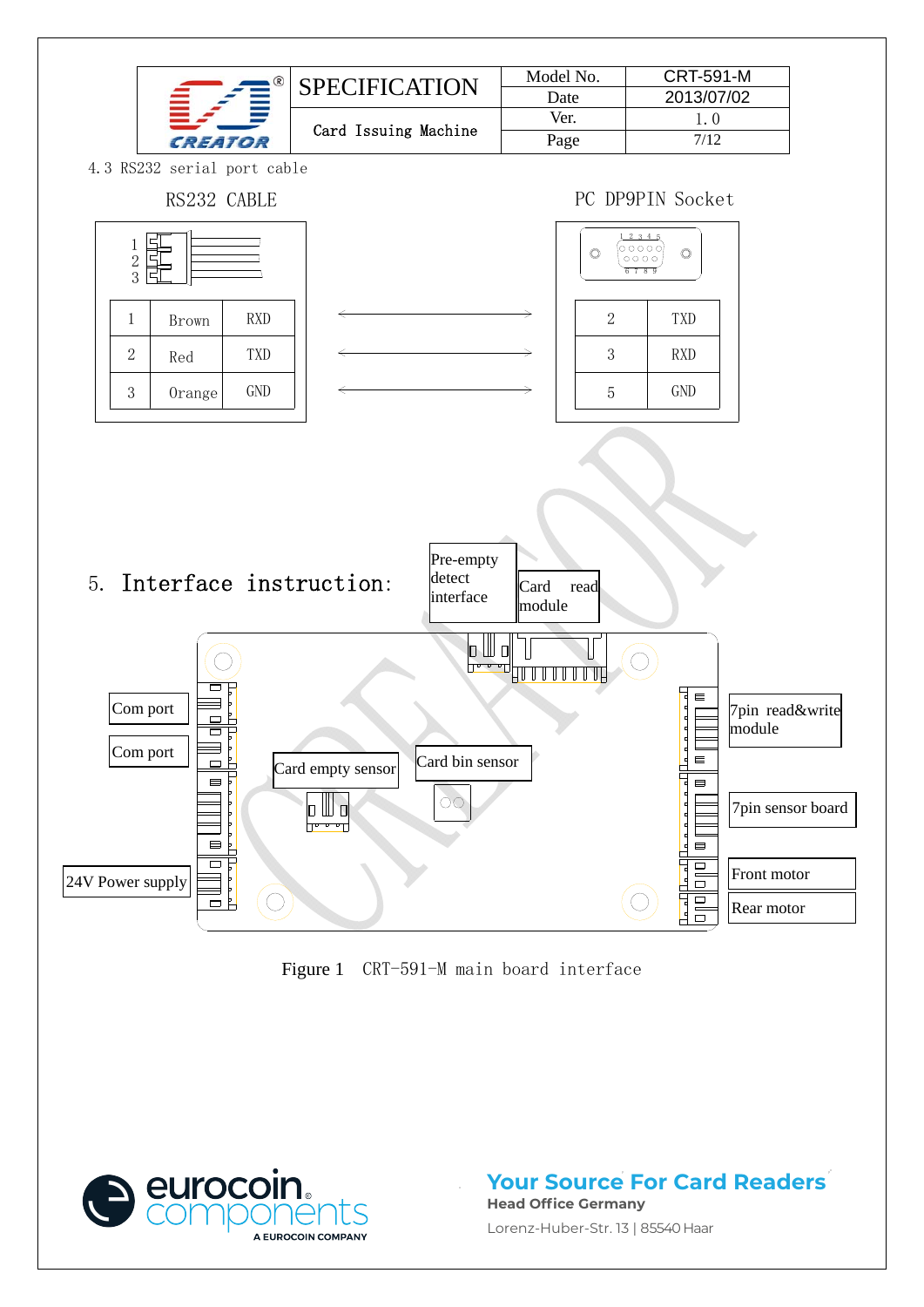4.3 RS232 serial port cable

RS232 CABLE

| | | |
|---|---|---|
| 1 | Brown | RXD |
| 2 | Red | TXD |
| 3 | Orange | GND |

PC DP9PIN Socket

| | |
|---|---|
| 2 | TXD |
| 3 | RXD |
| 5 | GND |

## 5. Interface instruction:

Pre-empty detect interface

Card read module

Com port

Com port

Card empty sensor

Card bin sensor

7pin read&write module

7pin sensor board

24V Power supply

Front motor

Rear motor

Figure 1 CRT-591-M main board interface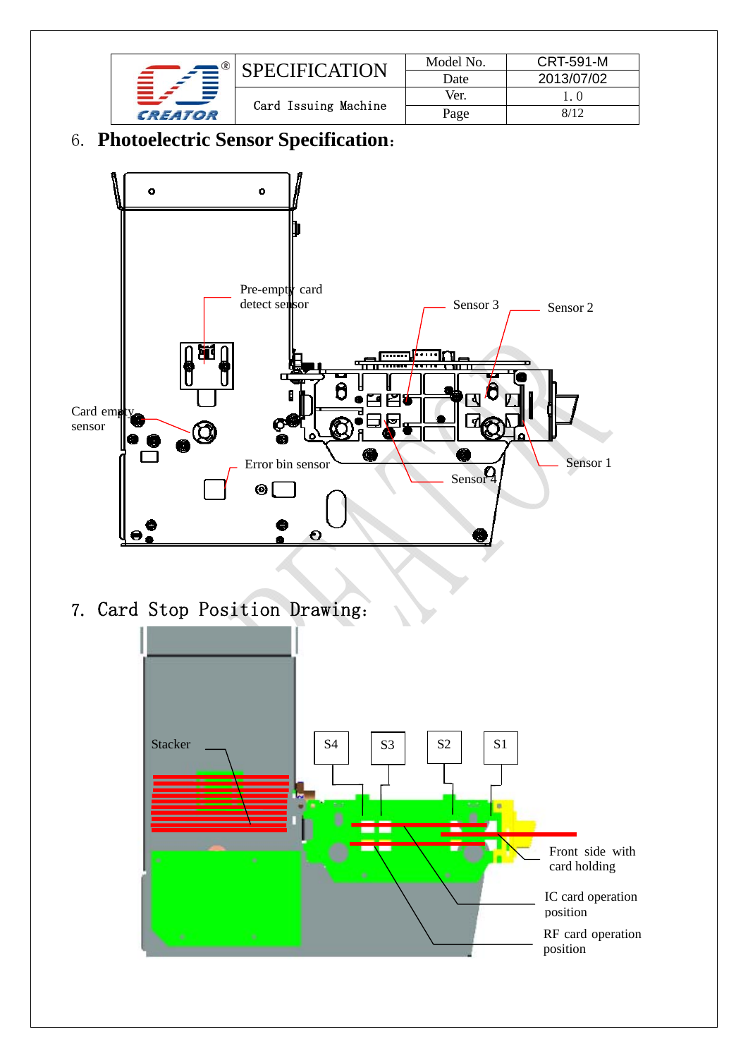## 6. Photoelectric Sensor Specification:

Pre-empty card detect sensor

Sensor 3

Sensor 2

Card empty sensor

Error bin sensor

Sensor 4

Sensor 1

## 7. Card Stop Position Drawing:

Stacker

S4

S3

S2

S1

Front side with card holding

IC card operation position

RF card operation position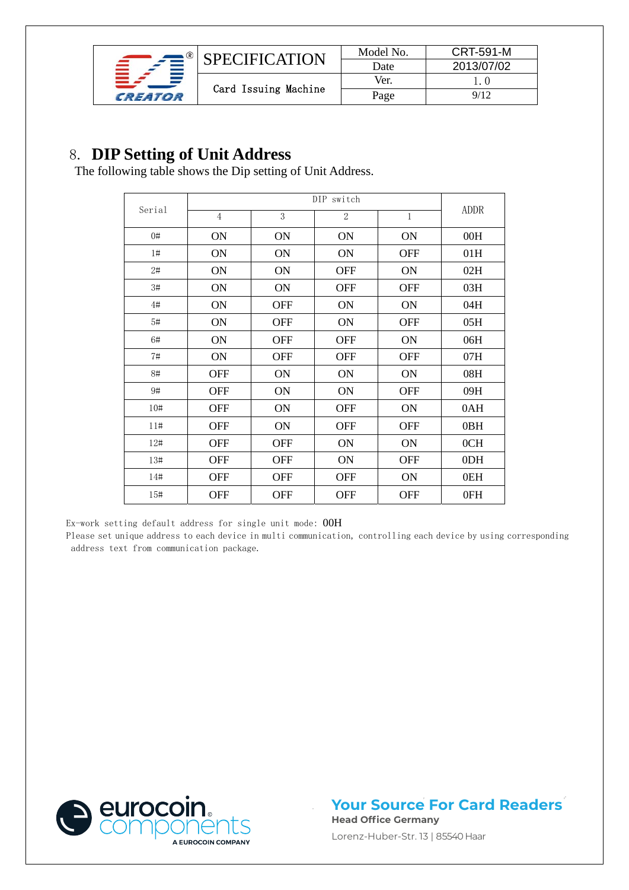## 8. DIP Setting of Unit Address

The following table shows the Dip setting of Unit Address.

| Serial | DIP switch | | | | ADDR |
|---|---|---|---|---|---|
| | 4 | 3 | 2 | 1 | |
| 0# | ON | ON | ON | ON | 00H |
| 1# | ON | ON | ON | OFF | 01H |
| 2# | ON | ON | OFF | ON | 02H |
| 3# | ON | ON | OFF | OFF | 03H |
| 4# | ON | OFF | ON | ON | 04H |
| 5# | ON | OFF | ON | OFF | 05H |
| 6# | ON | OFF | OFF | ON | 06H |
| 7# | ON | OFF | OFF | OFF | 07H |
| 8# | OFF | ON | ON | ON | 08H |
| 9# | OFF | ON | ON | OFF | 09H |
| 10# | OFF | ON | OFF | ON | 0AH |
| 11# | OFF | ON | OFF | OFF | 0BH |
| 12# | OFF | OFF | ON | ON | 0CH |
| 13# | OFF | OFF | ON | OFF | 0DH |
| 14# | OFF | OFF | OFF | ON | 0EH |
| 15# | OFF | OFF | OFF | OFF | 0FH |

Ex-work setting default address for single unit mode: 00H

Please set unique address to each device in multi communication, controlling each device by using corresponding address text from communication package.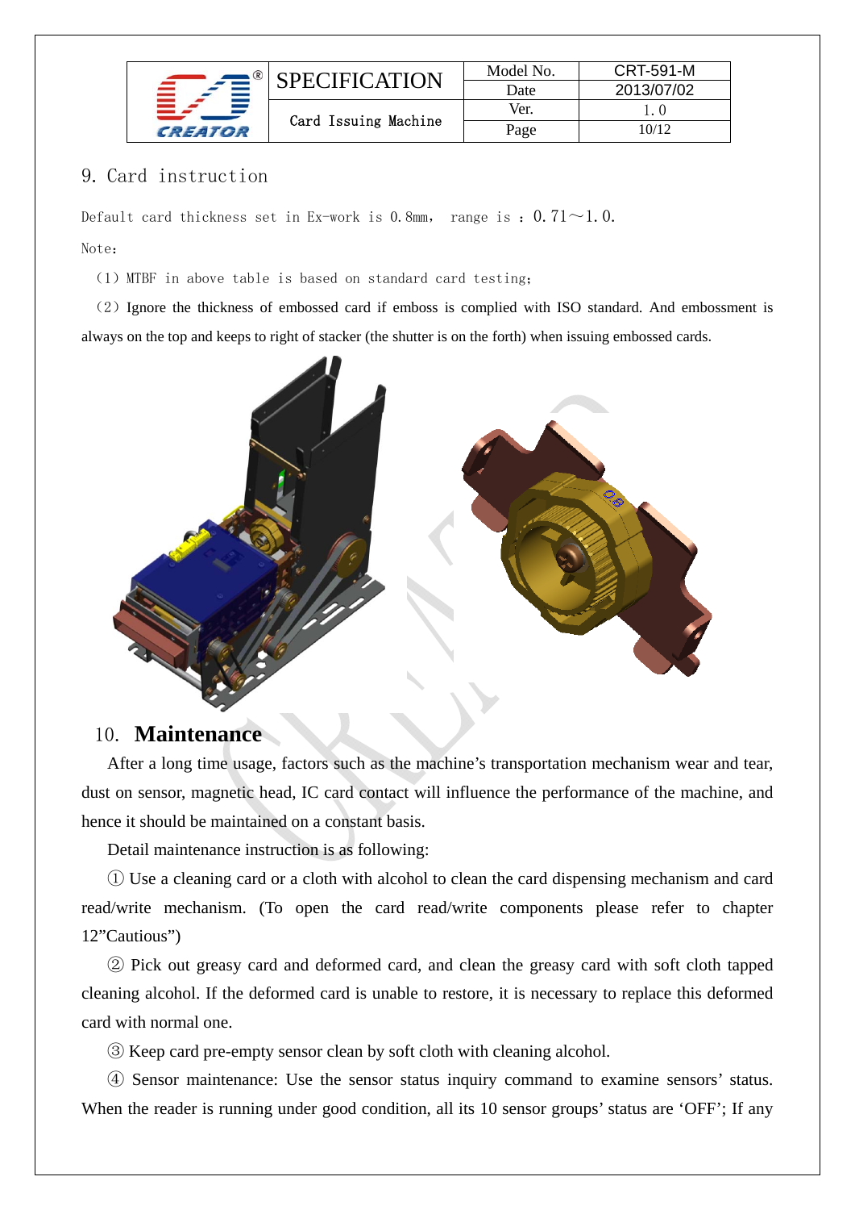## 9. Card instruction

Default card thickness set in Ex-work is 0.8mm， range is ：0.71～1.0.

Note：

（1）MTBF in above table is based on standard card testing；

（2）Ignore the thickness of embossed card if emboss is complied with ISO standard. And embossment is always on the top and keeps to right of stacker (the shutter is on the forth) when issuing embossed cards.

## 10. **Maintenance**

After a long time usage, factors such as the machine's transportation mechanism wear and tear, dust on sensor, magnetic head, IC card contact will influence the performance of the machine, and hence it should be maintained on a constant basis.

Detail maintenance instruction is as following:

① Use a cleaning card or a cloth with alcohol to clean the card dispensing mechanism and card read/write mechanism. (To open the card read/write components please refer to chapter 12"Cautious")

② Pick out greasy card and deformed card, and clean the greasy card with soft cloth tapped cleaning alcohol. If the deformed card is unable to restore, it is necessary to replace this deformed card with normal one.

③ Keep card pre-empty sensor clean by soft cloth with cleaning alcohol.

④ Sensor maintenance: Use the sensor status inquiry command to examine sensors' status. When the reader is running under good condition, all its 10 sensor groups' status are 'OFF'; If any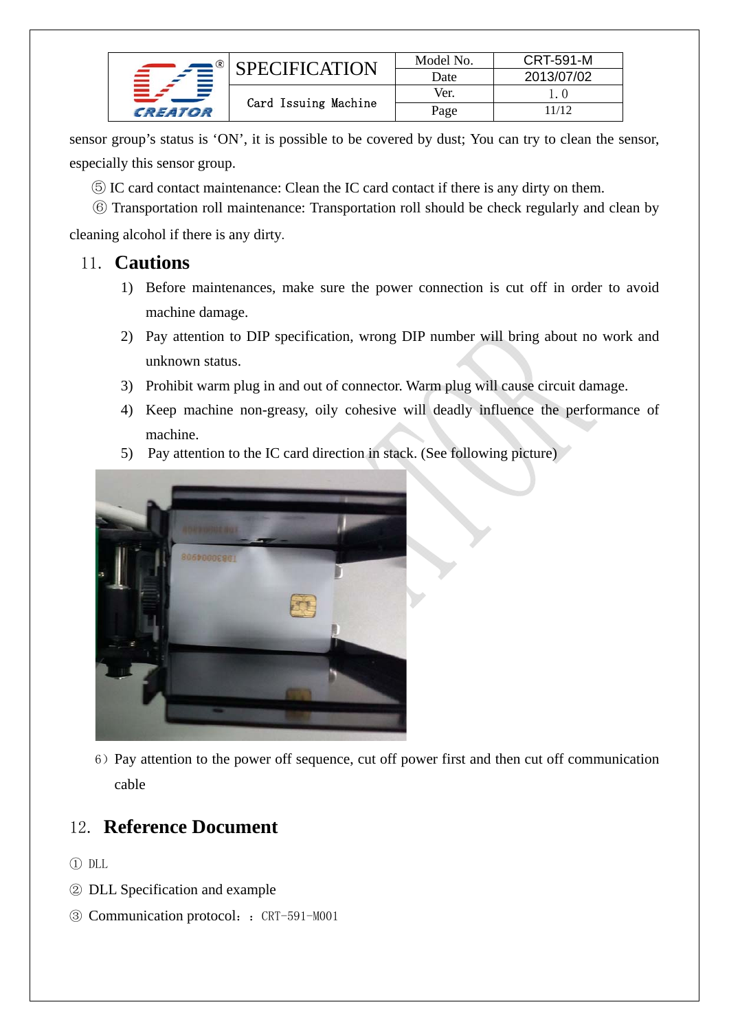sensor group's status is 'ON', it is possible to be covered by dust; You can try to clean the sensor, especially this sensor group.

⑤ IC card contact maintenance: Clean the IC card contact if there is any dirty on them.

⑥ Transportation roll maintenance: Transportation roll should be check regularly and clean by cleaning alcohol if there is any dirty.

## 11. Cautions

1) Before maintenances, make sure the power connection is cut off in order to avoid machine damage.
2) Pay attention to DIP specification, wrong DIP number will bring about no work and unknown status.
3) Prohibit warm plug in and out of connector. Warm plug will cause circuit damage.
4) Keep machine non-greasy, oily cohesive will deadly influence the performance of machine.
5) Pay attention to the IC card direction in stack. (See following picture)

6）Pay attention to the power off sequence, cut off power first and then cut off communication cable

## 12. Reference Document

① DLL

② DLL Specification and example

③ Communication protocol：：CRT-591-M001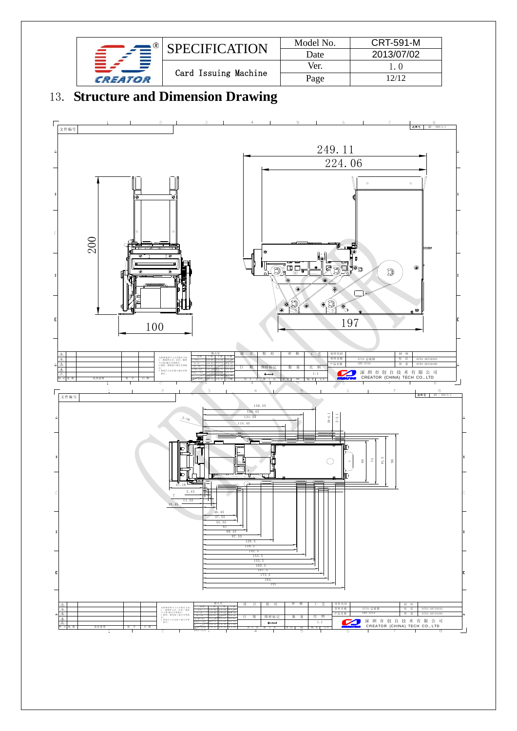| | SPECIFICATION | Model No. | CRT-591-M |
|---|---|---|---|
| | | Date | 2013/07/02 |
| | Card Issuing Machine | Ver. | 1.0 |
| | | Page | 12/12 |

# 13. Structure and Dimension Drawing

249.11

224.06

200

100

197

156.55

139.45

131.55

114.45

2-Φ8

47.16

2.45

7

11.55

18.45

46.45

47.55

55.55

61

80.45

97.55

129.5

130.5

142.5

154.5

155.5

160.5

167.5

173.5

184

197

68

74

81.5

90

深圳市创自技术有限公司

CREATOR (CHINA) TECH CO., LTD